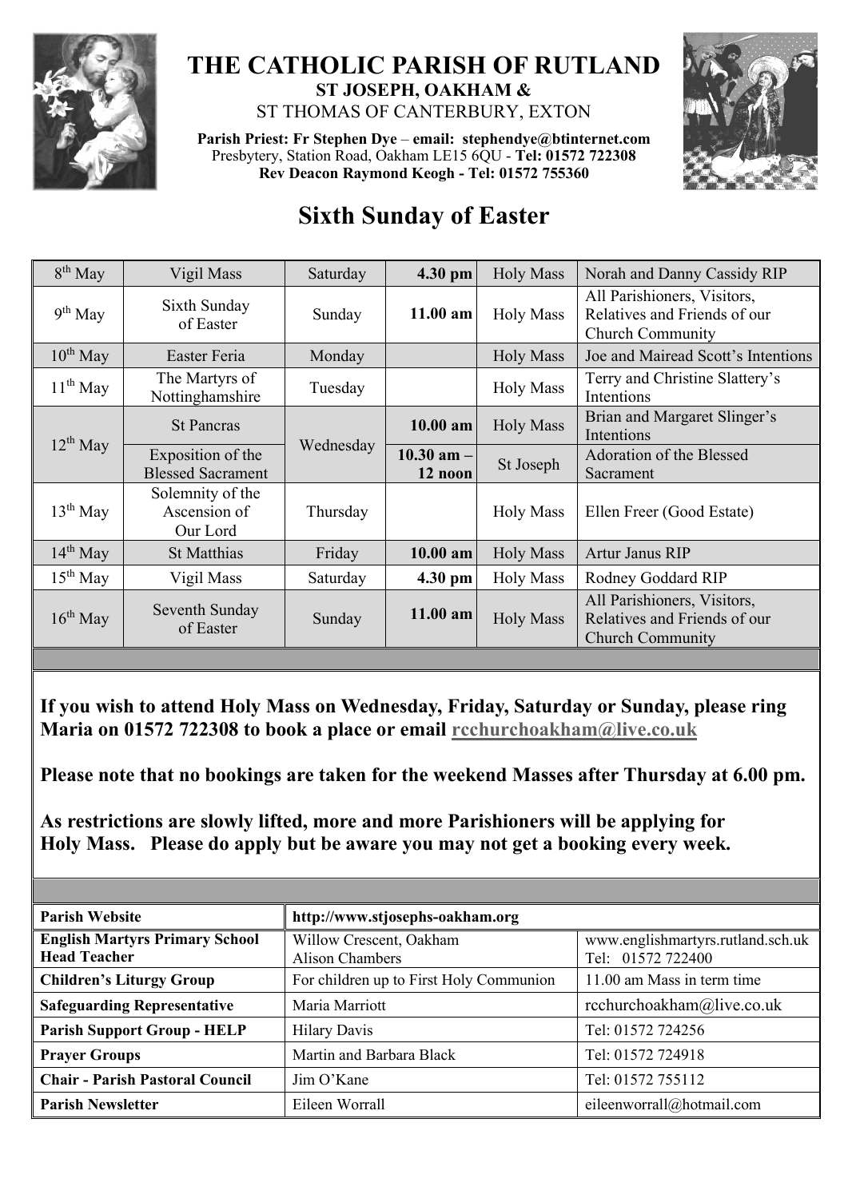# THE CATHOLIC PARISH OF RUTLAND

## ST JOSEPH, OAKHAM &

ST THOMAS OF CANTERBURY, EXTON

**Parish Priest: Fr Stephen Dye** – **email: stephendye@btinternet.com**
Presbytery, Station Road, Oakham LE15 6QU - **Tel: 01572 722308**
**Rev Deacon Raymond Keogh - Tel: 01572 755360**

# Sixth Sunday of Easter

| Date | Occasion | Day | Time | Service | Intention |
|---|---|---|---|---|---|
| 8th May | Vigil Mass | Saturday | **4.30 pm** | Holy Mass | Norah and Danny Cassidy RIP |
| 9th May | Sixth Sunday of Easter | Sunday | **11.00 am** | Holy Mass | All Parishioners, Visitors, Relatives and Friends of our Church Community |
| 10th May | Easter Feria | Monday | | Holy Mass | Joe and Mairead Scott's Intentions |
| 11th May | The Martyrs of Nottinghamshire | Tuesday | | Holy Mass | Terry and Christine Slattery's Intentions |
| 12th May | St Pancras | Wednesday | **10.00 am** | Holy Mass | Brian and Margaret Slinger's Intentions |
| | Exposition of the Blessed Sacrament | | **10.30 am – 12 noon** | St Joseph | Adoration of the Blessed Sacrament |
| 13th May | Solemnity of the Ascension of Our Lord | Thursday | | Holy Mass | Ellen Freer (Good Estate) |
| 14th May | St Matthias | Friday | **10.00 am** | Holy Mass | Artur Janus RIP |
| 15th May | Vigil Mass | Saturday | **4.30 pm** | Holy Mass | Rodney Goddard RIP |
| 16th May | Seventh Sunday of Easter | Sunday | **11.00 am** | Holy Mass | All Parishioners, Visitors, Relatives and Friends of our Church Community |

**If you wish to attend Holy Mass on Wednesday, Friday, Saturday or Sunday, please ring Maria on 01572 722308 to book a place or email rcchurchoakham@live.co.uk**

**Please note that no bookings are taken for the weekend Masses after Thursday at 6.00 pm.**

**As restrictions are slowly lifted, more and more Parishioners will be applying for Holy Mass. Please do apply but be aware you may not get a booking every week.**

| **Parish Website** | **http://www.stjosephs-oakham.org** | |
|---|---|---|
| **English Martyrs Primary School Head Teacher** | Willow Crescent, Oakham Alison Chambers | www.englishmartyrs.rutland.sch.uk Tel: 01572 722400 |
| **Children's Liturgy Group** | For children up to First Holy Communion | 11.00 am Mass in term time |
| **Safeguarding Representative** | Maria Marriott | rcchurchoakham@live.co.uk |
| **Parish Support Group - HELP** | Hilary Davis | Tel: 01572 724256 |
| **Prayer Groups** | Martin and Barbara Black | Tel: 01572 724918 |
| **Chair - Parish Pastoral Council** | Jim O'Kane | Tel: 01572 755112 |
| **Parish Newsletter** | Eileen Worrall | eileenworrall@hotmail.com |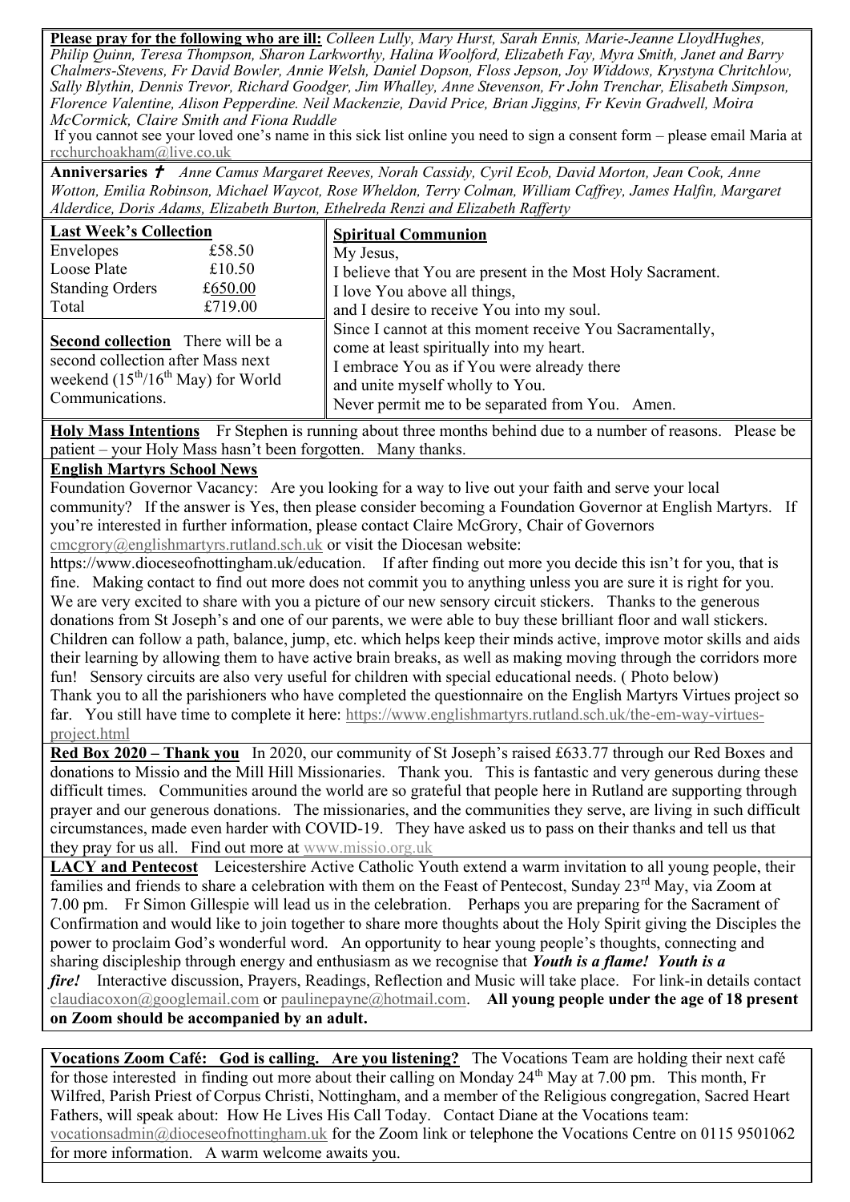**Please pray for the following who are ill:** *Colleen Lully, Mary Hurst, Sarah Ennis, Marie-Jeanne LloydHughes, Philip Quinn, Teresa Thompson, Sharon Larkworthy, Halina Woolford, Elizabeth Fay, Myra Smith, Janet and Barry Chalmers-Stevens, Fr David Bowler, Annie Welsh, Daniel Dopson, Floss Jepson, Joy Widdows, Krystyna Chritchlow, Sally Blythin, Dennis Trevor, Richard Goodger, Jim Whalley, Anne Stevenson, Fr John Trenchar, Elisabeth Simpson, Florence Valentine, Alison Pepperdine. Neil Mackenzie, David Price, Brian Jiggins, Fr Kevin Gradwell, Moira McCormick, Claire Smith and Fiona Ruddle*

If you cannot see your loved one's name in this sick list online you need to sign a consent form – please email Maria at rcchurchoakham@live.co.uk

**Anniversaries** ✝ *Anne Camus Margaret Reeves, Norah Cassidy, Cyril Ecob, David Morton, Jean Cook, Anne Wotton, Emilia Robinson, Michael Waycot, Rose Wheldon, Terry Colman, William Caffrey, James Halfin, Margaret Alderdice, Doris Adams, Elizabeth Burton, Ethelreda Renzi and Elizabeth Rafferty*

**Last Week's Collection**

| | |
|---|---|
| Envelopes | £58.50 |
| Loose Plate | £10.50 |
| Standing Orders | £650.00 |
| Total | £719.00 |

**Second collection** There will be a second collection after Mass next weekend (15th/16th May) for World Communications.

**Spiritual Communion**

My Jesus,
I believe that You are present in the Most Holy Sacrament.
I love You above all things,
and I desire to receive You into my soul.
Since I cannot at this moment receive You Sacramentally,
come at least spiritually into my heart.
I embrace You as if You were already there
and unite myself wholly to You.
Never permit me to be separated from You. Amen.

**Holy Mass Intentions** Fr Stephen is running about three months behind due to a number of reasons. Please be patient – your Holy Mass hasn't been forgotten. Many thanks.

**English Martyrs School News**

Foundation Governor Vacancy: Are you looking for a way to live out your faith and serve your local community? If the answer is Yes, then please consider becoming a Foundation Governor at English Martyrs. If you're interested in further information, please contact Claire McGrory, Chair of Governors cmcgrory@englishmartyrs.rutland.sch.uk or visit the Diocesan website: https://www.dioceseofnottingham.uk/education. If after finding out more you decide this isn't for you, that is fine. Making contact to find out more does not commit you to anything unless you are sure it is right for you.
We are very excited to share with you a picture of our new sensory circuit stickers. Thanks to the generous donations from St Joseph's and one of our parents, we were able to buy these brilliant floor and wall stickers. Children can follow a path, balance, jump, etc. which helps keep their minds active, improve motor skills and aids their learning by allowing them to have active brain breaks, as well as making moving through the corridors more fun! Sensory circuits are also very useful for children with special educational needs. ( Photo below)
Thank you to all the parishioners who have completed the questionnaire on the English Martyrs Virtues project so far. You still have time to complete it here: https://www.englishmartyrs.rutland.sch.uk/the-em-way-virtues-project.html

**Red Box 2020 – Thank you** In 2020, our community of St Joseph's raised £633.77 through our Red Boxes and donations to Missio and the Mill Hill Missionaries. Thank you. This is fantastic and very generous during these difficult times. Communities around the world are so grateful that people here in Rutland are supporting through prayer and our generous donations. The missionaries, and the communities they serve, are living in such difficult circumstances, made even harder with COVID-19. They have asked us to pass on their thanks and tell us that they pray for us all. Find out more at www.missio.org.uk

**LACY and Pentecost** Leicestershire Active Catholic Youth extend a warm invitation to all young people, their families and friends to share a celebration with them on the Feast of Pentecost, Sunday 23rd May, via Zoom at 7.00 pm. Fr Simon Gillespie will lead us in the celebration. Perhaps you are preparing for the Sacrament of Confirmation and would like to join together to share more thoughts about the Holy Spirit giving the Disciples the power to proclaim God's wonderful word. An opportunity to hear young people's thoughts, connecting and sharing discipleship through energy and enthusiasm as we recognise that ***Youth is a flame! Youth is a fire!*** Interactive discussion, Prayers, Readings, Reflection and Music will take place. For link-in details contact claudiacoxon@googlemail.com or paulinepayne@hotmail.com. **All young people under the age of 18 present on Zoom should be accompanied by an adult.**

**Vocations Zoom Café: God is calling. Are you listening?** The Vocations Team are holding their next café for those interested in finding out more about their calling on Monday 24th May at 7.00 pm. This month, Fr Wilfred, Parish Priest of Corpus Christi, Nottingham, and a member of the Religious congregation, Sacred Heart Fathers, will speak about: How He Lives His Call Today. Contact Diane at the Vocations team: vocationsadmin@dioceseofnottingham.uk for the Zoom link or telephone the Vocations Centre on 0115 9501062 for more information. A warm welcome awaits you.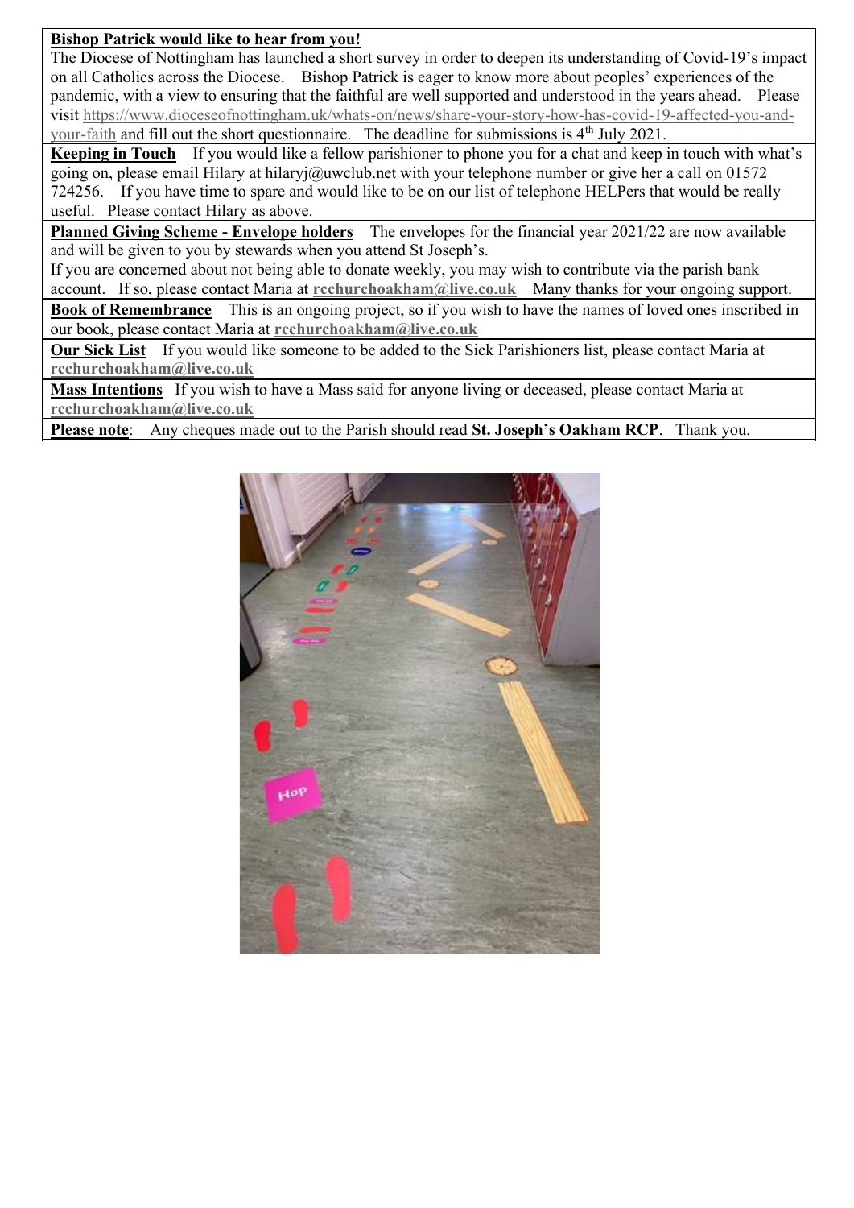**Bishop Patrick would like to hear from you!**

The Diocese of Nottingham has launched a short survey in order to deepen its understanding of Covid-19's impact on all Catholics across the Diocese. Bishop Patrick is eager to know more about peoples' experiences of the pandemic, with a view to ensuring that the faithful are well supported and understood in the years ahead. Please visit https://www.dioceseofnottingham.uk/whats-on/news/share-your-story-how-has-covid-19-affected-you-and-your-faith and fill out the short questionnaire. The deadline for submissions is 4th July 2021.

**Keeping in Touch** If you would like a fellow parishioner to phone you for a chat and keep in touch with what's going on, please email Hilary at hilaryj@uwclub.net with your telephone number or give her a call on 01572 724256. If you have time to spare and would like to be on our list of telephone HELPers that would be really useful. Please contact Hilary as above.

**Planned Giving Scheme - Envelope holders** The envelopes for the financial year 2021/22 are now available and will be given to you by stewards when you attend St Joseph's.
If you are concerned about not being able to donate weekly, you may wish to contribute via the parish bank account. If so, please contact Maria at **rcchurchoakham@live.co.uk** Many thanks for your ongoing support.

**Book of Remembrance** This is an ongoing project, so if you wish to have the names of loved ones inscribed in our book, please contact Maria at **rcchurchoakham@live.co.uk**

**Our Sick List** If you would like someone to be added to the Sick Parishioners list, please contact Maria at **rcchurchoakham@live.co.uk**

**Mass Intentions** If you wish to have a Mass said for anyone living or deceased, please contact Maria at **rcchurchoakham@live.co.uk**

**Please note**: Any cheques made out to the Parish should read **St. Joseph's Oakham RCP**. Thank you.